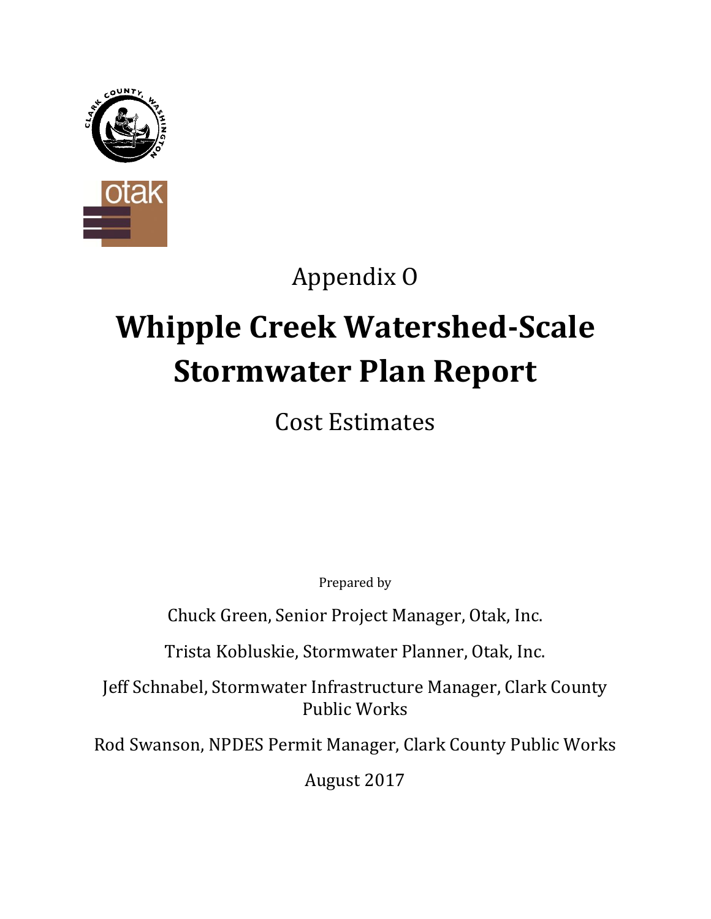Appendix O

# Whipple Creek Watershed-Scale Stormwater Plan Report

Cost Estimates

Prepared by

Chuck Green, Senior Project Manager, Otak, Inc.

Trista Kobluskie, Stormwater Planner, Otak, Inc.

Jeff Schnabel, Stormwater Infrastructure Manager, Clark County Public Works

Rod Swanson, NPDES Permit Manager, Clark County Public Works

August 2017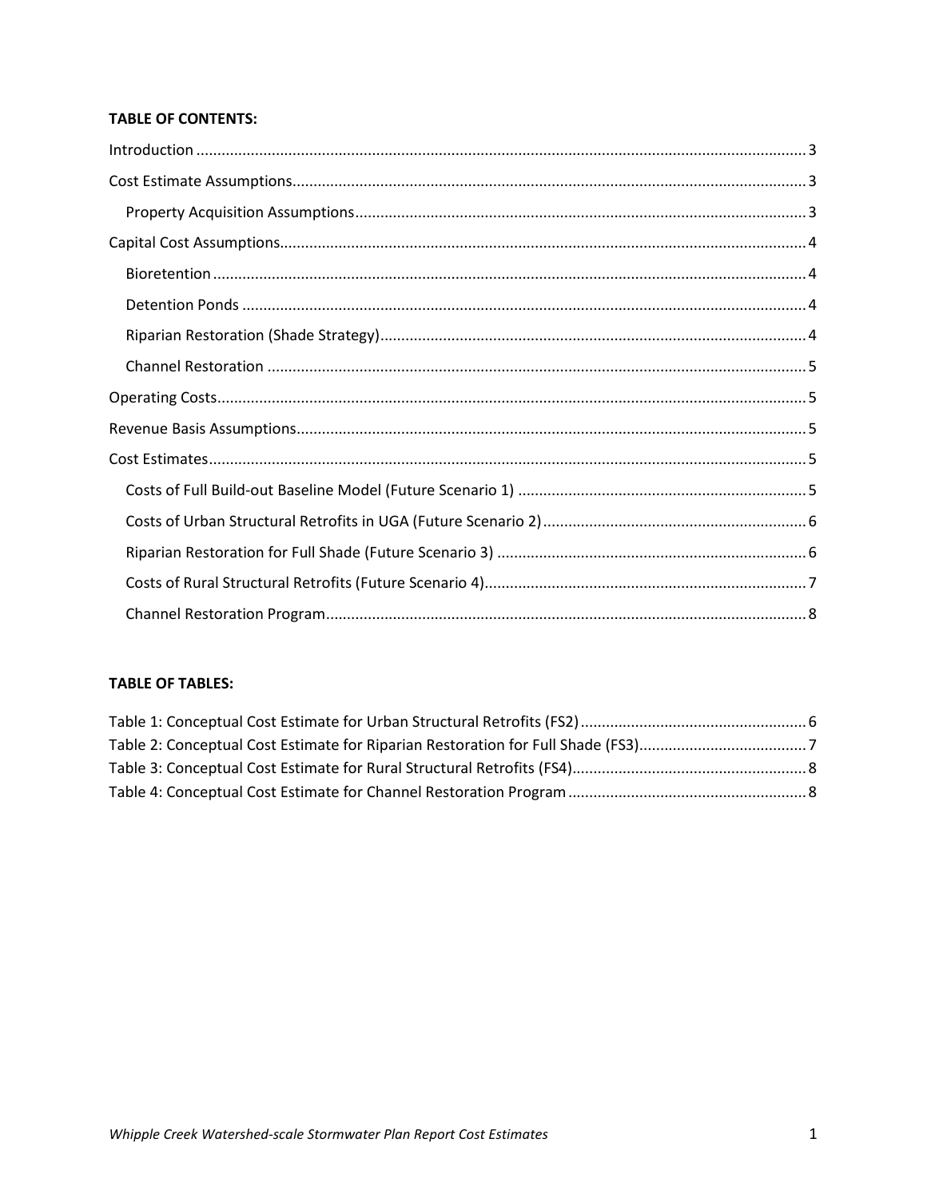**TABLE OF CONTENTS:**

Introduction ........................................................................................................................................ 3

Cost Estimate Assumptions.................................................................................................................. 3

  Property Acquisition Assumptions .................................................................................................... 3

Capital Cost Assumptions..................................................................................................................... 4

  Bioretention ....................................................................................................................................... 4

  Detention Ponds ................................................................................................................................ 4

  Riparian Restoration (Shade Strategy) .............................................................................................. 4

  Channel Restoration .......................................................................................................................... 5

Operating Costs..................................................................................................................................... 5

Revenue Basis Assumptions.................................................................................................................. 5

Cost Estimates....................................................................................................................................... 5

  Costs of Full Build-out Baseline Model (Future Scenario 1) ............................................................. 5

  Costs of Urban Structural Retrofits in UGA (Future Scenario 2) ....................................................... 6

  Riparian Restoration for Full Shade (Future Scenario 3) ................................................................... 6

  Costs of Rural Structural Retrofits (Future Scenario 4) ..................................................................... 7

  Channel Restoration Program ........................................................................................................... 8

**TABLE OF TABLES:**

Table 1: Conceptual Cost Estimate for Urban Structural Retrofits (FS2) ............................................... 6

Table 2: Conceptual Cost Estimate for Riparian Restoration for Full Shade (FS3) .................................. 7

Table 3: Conceptual Cost Estimate for Rural Structural Retrofits (FS4) ................................................. 8

Table 4: Conceptual Cost Estimate for Channel Restoration Program .................................................. 8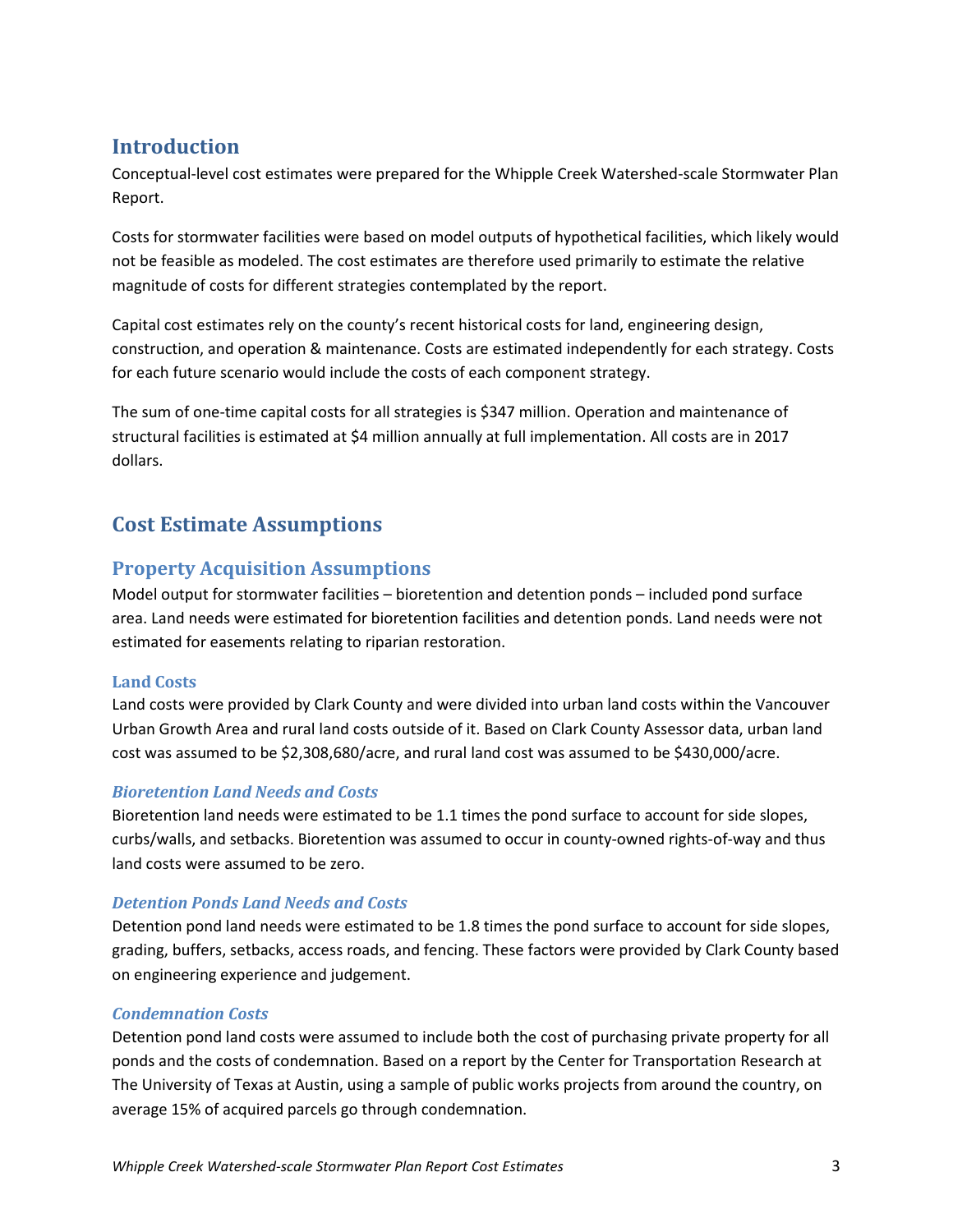## Introduction

Conceptual-level cost estimates were prepared for the Whipple Creek Watershed-scale Stormwater Plan Report.

Costs for stormwater facilities were based on model outputs of hypothetical facilities, which likely would not be feasible as modeled. The cost estimates are therefore used primarily to estimate the relative magnitude of costs for different strategies contemplated by the report.

Capital cost estimates rely on the county's recent historical costs for land, engineering design, construction, and operation & maintenance. Costs are estimated independently for each strategy. Costs for each future scenario would include the costs of each component strategy.

The sum of one-time capital costs for all strategies is $347 million. Operation and maintenance of structural facilities is estimated at $4 million annually at full implementation. All costs are in 2017 dollars.

## Cost Estimate Assumptions

### Property Acquisition Assumptions

Model output for stormwater facilities – bioretention and detention ponds – included pond surface area. Land needs were estimated for bioretention facilities and detention ponds. Land needs were not estimated for easements relating to riparian restoration.

#### Land Costs

Land costs were provided by Clark County and were divided into urban land costs within the Vancouver Urban Growth Area and rural land costs outside of it. Based on Clark County Assessor data, urban land cost was assumed to be $2,308,680/acre, and rural land cost was assumed to be $430,000/acre.

##### *Bioretention Land Needs and Costs*

Bioretention land needs were estimated to be 1.1 times the pond surface to account for side slopes, curbs/walls, and setbacks. Bioretention was assumed to occur in county-owned rights-of-way and thus land costs were assumed to be zero.

##### *Detention Ponds Land Needs and Costs*

Detention pond land needs were estimated to be 1.8 times the pond surface to account for side slopes, grading, buffers, setbacks, access roads, and fencing. These factors were provided by Clark County based on engineering experience and judgement.

##### *Condemnation Costs*

Detention pond land costs were assumed to include both the cost of purchasing private property for all ponds and the costs of condemnation. Based on a report by the Center for Transportation Research at The University of Texas at Austin, using a sample of public works projects from around the country, on average 15% of acquired parcels go through condemnation.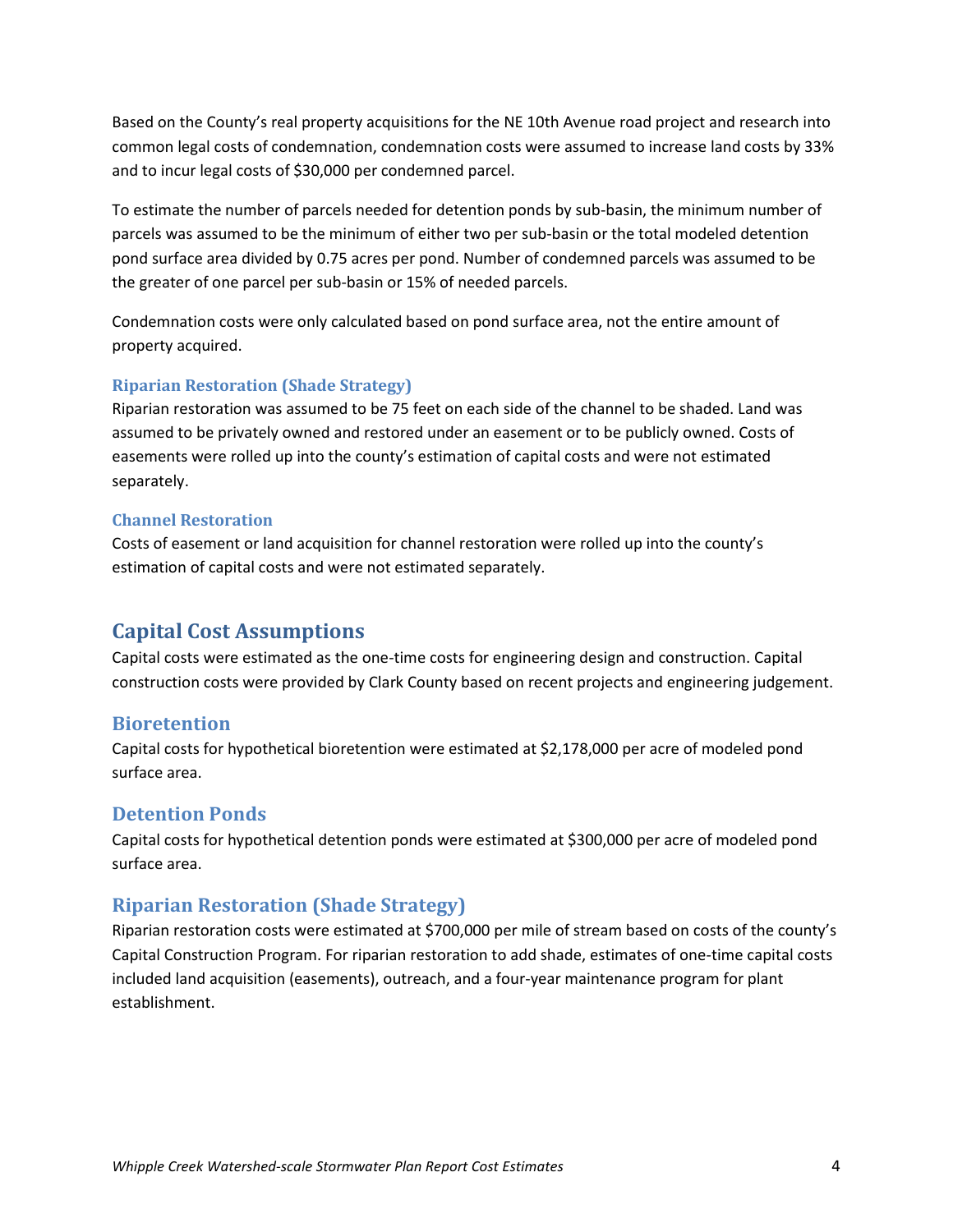Based on the County's real property acquisitions for the NE 10th Avenue road project and research into common legal costs of condemnation, condemnation costs were assumed to increase land costs by 33% and to incur legal costs of $30,000 per condemned parcel.

To estimate the number of parcels needed for detention ponds by sub-basin, the minimum number of parcels was assumed to be the minimum of either two per sub-basin or the total modeled detention pond surface area divided by 0.75 acres per pond. Number of condemned parcels was assumed to be the greater of one parcel per sub-basin or 15% of needed parcels.

Condemnation costs were only calculated based on pond surface area, not the entire amount of property acquired.

#### Riparian Restoration (Shade Strategy)

Riparian restoration was assumed to be 75 feet on each side of the channel to be shaded. Land was assumed to be privately owned and restored under an easement or to be publicly owned. Costs of easements were rolled up into the county's estimation of capital costs and were not estimated separately.

#### Channel Restoration

Costs of easement or land acquisition for channel restoration were rolled up into the county's estimation of capital costs and were not estimated separately.

## Capital Cost Assumptions

Capital costs were estimated as the one-time costs for engineering design and construction. Capital construction costs were provided by Clark County based on recent projects and engineering judgement.

### Bioretention

Capital costs for hypothetical bioretention were estimated at $2,178,000 per acre of modeled pond surface area.

### Detention Ponds

Capital costs for hypothetical detention ponds were estimated at $300,000 per acre of modeled pond surface area.

### Riparian Restoration (Shade Strategy)

Riparian restoration costs were estimated at $700,000 per mile of stream based on costs of the county's Capital Construction Program. For riparian restoration to add shade, estimates of one-time capital costs included land acquisition (easements), outreach, and a four-year maintenance program for plant establishment.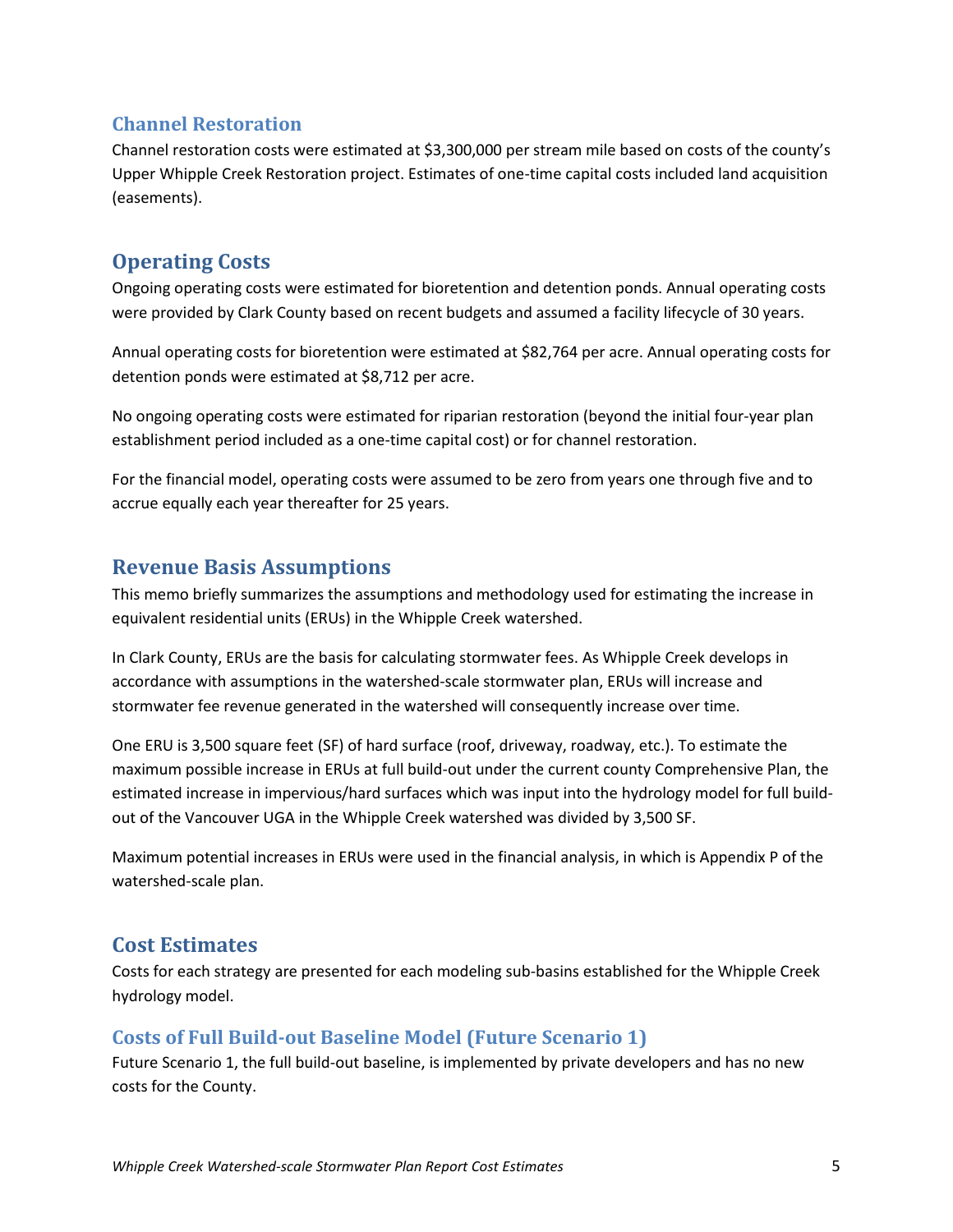### Channel Restoration

Channel restoration costs were estimated at $3,300,000 per stream mile based on costs of the county's Upper Whipple Creek Restoration project. Estimates of one-time capital costs included land acquisition (easements).

## Operating Costs

Ongoing operating costs were estimated for bioretention and detention ponds. Annual operating costs were provided by Clark County based on recent budgets and assumed a facility lifecycle of 30 years.

Annual operating costs for bioretention were estimated at $82,764 per acre. Annual operating costs for detention ponds were estimated at $8,712 per acre.

No ongoing operating costs were estimated for riparian restoration (beyond the initial four-year plan establishment period included as a one-time capital cost) or for channel restoration.

For the financial model, operating costs were assumed to be zero from years one through five and to accrue equally each year thereafter for 25 years.

## Revenue Basis Assumptions

This memo briefly summarizes the assumptions and methodology used for estimating the increase in equivalent residential units (ERUs) in the Whipple Creek watershed.

In Clark County, ERUs are the basis for calculating stormwater fees. As Whipple Creek develops in accordance with assumptions in the watershed-scale stormwater plan, ERUs will increase and stormwater fee revenue generated in the watershed will consequently increase over time.

One ERU is 3,500 square feet (SF) of hard surface (roof, driveway, roadway, etc.). To estimate the maximum possible increase in ERUs at full build-out under the current county Comprehensive Plan, the estimated increase in impervious/hard surfaces which was input into the hydrology model for full build-out of the Vancouver UGA in the Whipple Creek watershed was divided by 3,500 SF.

Maximum potential increases in ERUs were used in the financial analysis, in which is Appendix P of the watershed-scale plan.

## Cost Estimates

Costs for each strategy are presented for each modeling sub-basins established for the Whipple Creek hydrology model.

### Costs of Full Build-out Baseline Model (Future Scenario 1)

Future Scenario 1, the full build-out baseline, is implemented by private developers and has no new costs for the County.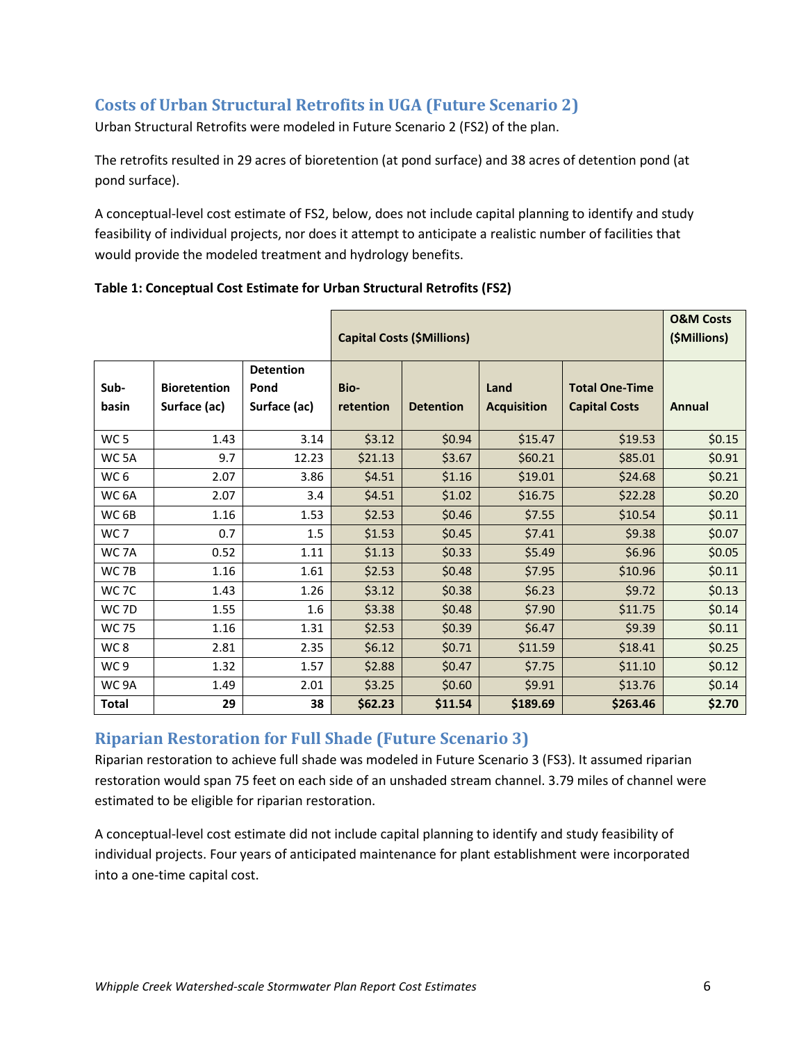## Costs of Urban Structural Retrofits in UGA (Future Scenario 2)

Urban Structural Retrofits were modeled in Future Scenario 2 (FS2) of the plan.

The retrofits resulted in 29 acres of bioretention (at pond surface) and 38 acres of detention pond (at pond surface).

A conceptual-level cost estimate of FS2, below, does not include capital planning to identify and study feasibility of individual projects, nor does it attempt to anticipate a realistic number of facilities that would provide the modeled treatment and hydrology benefits.

**Table 1: Conceptual Cost Estimate for Urban Structural Retrofits (FS2)**

| | | | Capital Costs ($Millions) | | | | O&M Costs ($Millions) |
|---|---|---|---|---|---|---|---|
| **Sub-basin** | **Bioretention Surface (ac)** | **Detention Pond Surface (ac)** | **Bio-retention** | **Detention** | **Land Acquisition** | **Total One-Time Capital Costs** | **Annual** |
| WC 5 | 1.43 | 3.14 | $3.12 | $0.94 | $15.47 | $19.53 | $0.15 |
| WC 5A | 9.7 | 12.23 | $21.13 | $3.67 | $60.21 | $85.01 | $0.91 |
| WC 6 | 2.07 | 3.86 | $4.51 | $1.16 | $19.01 | $24.68 | $0.21 |
| WC 6A | 2.07 | 3.4 | $4.51 | $1.02 | $16.75 | $22.28 | $0.20 |
| WC 6B | 1.16 | 1.53 | $2.53 | $0.46 | $7.55 | $10.54 | $0.11 |
| WC 7 | 0.7 | 1.5 | $1.53 | $0.45 | $7.41 | $9.38 | $0.07 |
| WC 7A | 0.52 | 1.11 | $1.13 | $0.33 | $5.49 | $6.96 | $0.05 |
| WC 7B | 1.16 | 1.61 | $2.53 | $0.48 | $7.95 | $10.96 | $0.11 |
| WC 7C | 1.43 | 1.26 | $3.12 | $0.38 | $6.23 | $9.72 | $0.13 |
| WC 7D | 1.55 | 1.6 | $3.38 | $0.48 | $7.90 | $11.75 | $0.14 |
| WC 75 | 1.16 | 1.31 | $2.53 | $0.39 | $6.47 | $9.39 | $0.11 |
| WC 8 | 2.81 | 2.35 | $6.12 | $0.71 | $11.59 | $18.41 | $0.25 |
| WC 9 | 1.32 | 1.57 | $2.88 | $0.47 | $7.75 | $11.10 | $0.12 |
| WC 9A | 1.49 | 2.01 | $3.25 | $0.60 | $9.91 | $13.76 | $0.14 |
| **Total** | **29** | **38** | **$62.23** | **$11.54** | **$189.69** | **$263.46** | **$2.70** |

## Riparian Restoration for Full Shade (Future Scenario 3)

Riparian restoration to achieve full shade was modeled in Future Scenario 3 (FS3). It assumed riparian restoration would span 75 feet on each side of an unshaded stream channel. 3.79 miles of channel were estimated to be eligible for riparian restoration.

A conceptual-level cost estimate did not include capital planning to identify and study feasibility of individual projects. Four years of anticipated maintenance for plant establishment were incorporated into a one-time capital cost.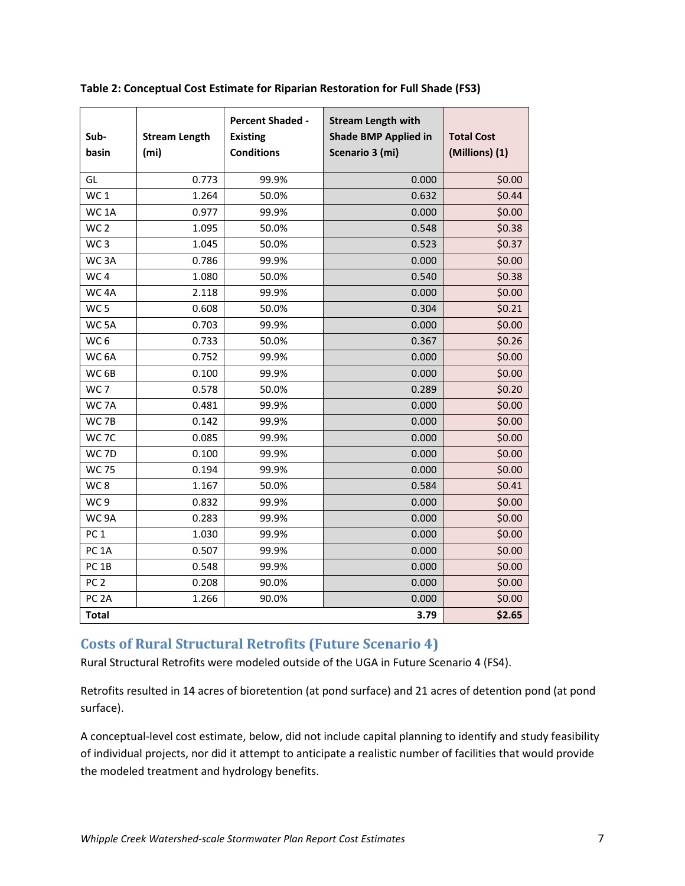**Table 2: Conceptual Cost Estimate for Riparian Restoration for Full Shade (FS3)**

| Sub-basin | Stream Length (mi) | Percent Shaded - Existing Conditions | Stream Length with Shade BMP Applied in Scenario 3 (mi) | Total Cost (Millions) (1) |
|---|---|---|---|---|
| GL | 0.773 | 99.9% | 0.000 | $0.00 |
| WC 1 | 1.264 | 50.0% | 0.632 | $0.44 |
| WC 1A | 0.977 | 99.9% | 0.000 | $0.00 |
| WC 2 | 1.095 | 50.0% | 0.548 | $0.38 |
| WC 3 | 1.045 | 50.0% | 0.523 | $0.37 |
| WC 3A | 0.786 | 99.9% | 0.000 | $0.00 |
| WC 4 | 1.080 | 50.0% | 0.540 | $0.38 |
| WC 4A | 2.118 | 99.9% | 0.000 | $0.00 |
| WC 5 | 0.608 | 50.0% | 0.304 | $0.21 |
| WC 5A | 0.703 | 99.9% | 0.000 | $0.00 |
| WC 6 | 0.733 | 50.0% | 0.367 | $0.26 |
| WC 6A | 0.752 | 99.9% | 0.000 | $0.00 |
| WC 6B | 0.100 | 99.9% | 0.000 | $0.00 |
| WC 7 | 0.578 | 50.0% | 0.289 | $0.20 |
| WC 7A | 0.481 | 99.9% | 0.000 | $0.00 |
| WC 7B | 0.142 | 99.9% | 0.000 | $0.00 |
| WC 7C | 0.085 | 99.9% | 0.000 | $0.00 |
| WC 7D | 0.100 | 99.9% | 0.000 | $0.00 |
| WC 75 | 0.194 | 99.9% | 0.000 | $0.00 |
| WC 8 | 1.167 | 50.0% | 0.584 | $0.41 |
| WC 9 | 0.832 | 99.9% | 0.000 | $0.00 |
| WC 9A | 0.283 | 99.9% | 0.000 | $0.00 |
| PC 1 | 1.030 | 99.9% | 0.000 | $0.00 |
| PC 1A | 0.507 | 99.9% | 0.000 | $0.00 |
| PC 1B | 0.548 | 99.9% | 0.000 | $0.00 |
| PC 2 | 0.208 | 90.0% | 0.000 | $0.00 |
| PC 2A | 1.266 | 90.0% | 0.000 | $0.00 |
| **Total** | | | **3.79** | **$2.65** |

## Costs of Rural Structural Retrofits (Future Scenario 4)

Rural Structural Retrofits were modeled outside of the UGA in Future Scenario 4 (FS4).

Retrofits resulted in 14 acres of bioretention (at pond surface) and 21 acres of detention pond (at pond surface).

A conceptual-level cost estimate, below, did not include capital planning to identify and study feasibility of individual projects, nor did it attempt to anticipate a realistic number of facilities that would provide the modeled treatment and hydrology benefits.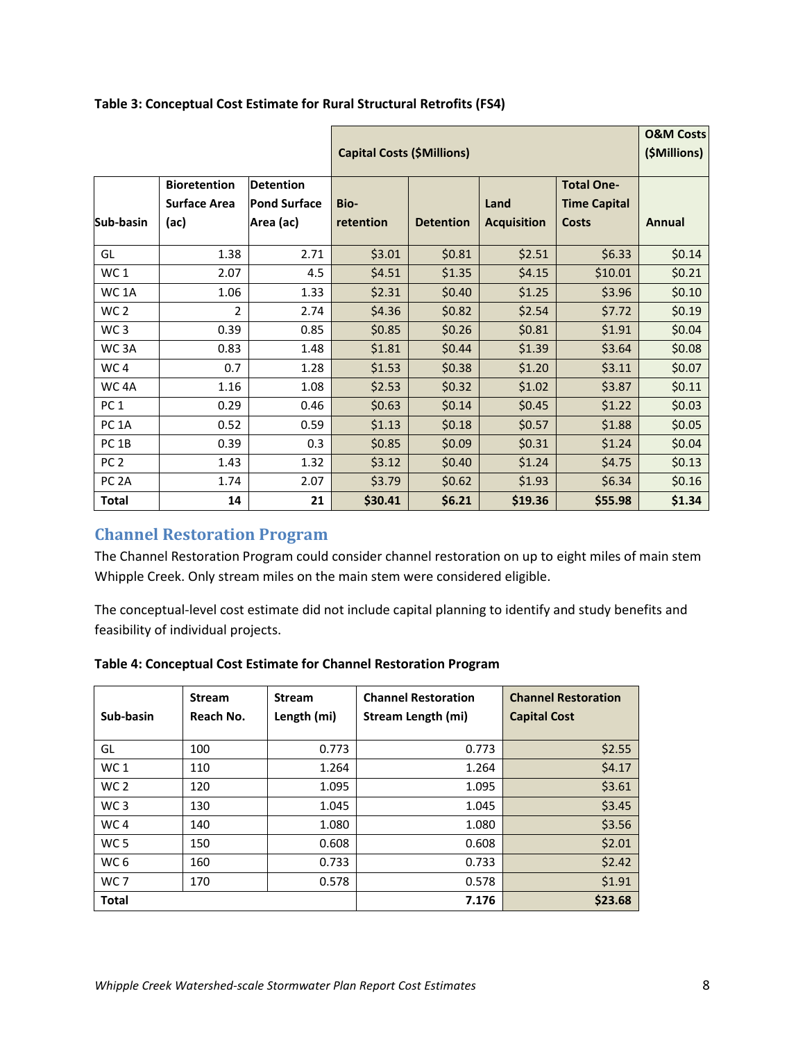**Table 3: Conceptual Cost Estimate for Rural Structural Retrofits (FS4)**

| | | | Capital Costs ($Millions) | | | | O&M Costs ($Millions) |
|---|---|---|---|---|---|---|---|
| Sub-basin | Bioretention Surface Area (ac) | Detention Pond Surface Area (ac) | Bio-retention | Detention | Land Acquisition | Total One-Time Capital Costs | Annual |
| GL | 1.38 | 2.71 | $3.01 | $0.81 | $2.51 | $6.33 | $0.14 |
| WC 1 | 2.07 | 4.5 | $4.51 | $1.35 | $4.15 | $10.01 | $0.21 |
| WC 1A | 1.06 | 1.33 | $2.31 | $0.40 | $1.25 | $3.96 | $0.10 |
| WC 2 | 2 | 2.74 | $4.36 | $0.82 | $2.54 | $7.72 | $0.19 |
| WC 3 | 0.39 | 0.85 | $0.85 | $0.26 | $0.81 | $1.91 | $0.04 |
| WC 3A | 0.83 | 1.48 | $1.81 | $0.44 | $1.39 | $3.64 | $0.08 |
| WC 4 | 0.7 | 1.28 | $1.53 | $0.38 | $1.20 | $3.11 | $0.07 |
| WC 4A | 1.16 | 1.08 | $2.53 | $0.32 | $1.02 | $3.87 | $0.11 |
| PC 1 | 0.29 | 0.46 | $0.63 | $0.14 | $0.45 | $1.22 | $0.03 |
| PC 1A | 0.52 | 0.59 | $1.13 | $0.18 | $0.57 | $1.88 | $0.05 |
| PC 1B | 0.39 | 0.3 | $0.85 | $0.09 | $0.31 | $1.24 | $0.04 |
| PC 2 | 1.43 | 1.32 | $3.12 | $0.40 | $1.24 | $4.75 | $0.13 |
| PC 2A | 1.74 | 2.07 | $3.79 | $0.62 | $1.93 | $6.34 | $0.16 |
| **Total** | **14** | **21** | **$30.41** | **$6.21** | **$19.36** | **$55.98** | **$1.34** |

## Channel Restoration Program

The Channel Restoration Program could consider channel restoration on up to eight miles of main stem Whipple Creek. Only stream miles on the main stem were considered eligible.

The conceptual-level cost estimate did not include capital planning to identify and study benefits and feasibility of individual projects.

**Table 4: Conceptual Cost Estimate for Channel Restoration Program**

| Sub-basin | Stream Reach No. | Stream Length (mi) | Channel Restoration Stream Length (mi) | Channel Restoration Capital Cost |
|---|---|---|---|---|
| GL | 100 | 0.773 | 0.773 | $2.55 |
| WC 1 | 110 | 1.264 | 1.264 | $4.17 |
| WC 2 | 120 | 1.095 | 1.095 | $3.61 |
| WC 3 | 130 | 1.045 | 1.045 | $3.45 |
| WC 4 | 140 | 1.080 | 1.080 | $3.56 |
| WC 5 | 150 | 0.608 | 0.608 | $2.01 |
| WC 6 | 160 | 0.733 | 0.733 | $2.42 |
| WC 7 | 170 | 0.578 | 0.578 | $1.91 |
| **Total** | | | **7.176** | **$23.68** |